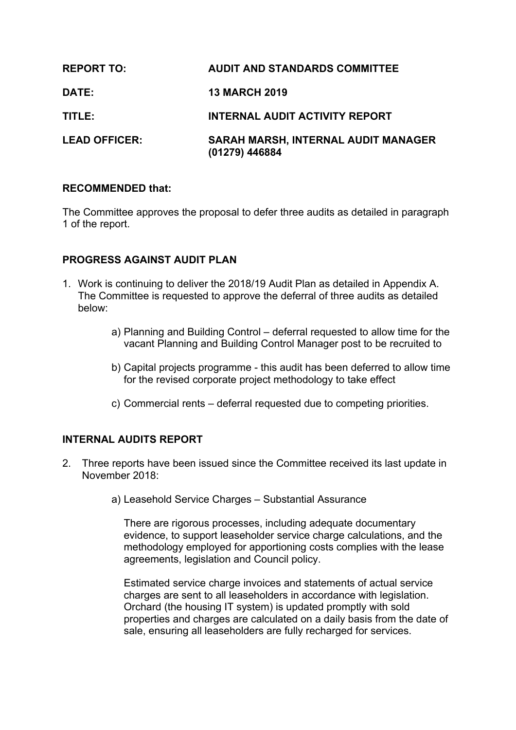**REPORT TO:** AUDIT AND STANDARDS COMMITTEE

**DATE:** 13 MARCH 2019

**TITLE:** INTERNAL AUDIT ACTIVITY REPORT

**LEAD OFFICER:** SARAH MARSH, INTERNAL AUDIT MANAGER (01279) 446884

**RECOMMENDED that:**

The Committee approves the proposal to defer three audits as detailed in paragraph 1 of the report.

## PROGRESS AGAINST AUDIT PLAN

1. Work is continuing to deliver the 2018/19 Audit Plan as detailed in Appendix A. The Committee is requested to approve the deferral of three audits as detailed below:

   a) Planning and Building Control – deferral requested to allow time for the vacant Planning and Building Control Manager post to be recruited to

   b) Capital projects programme - this audit has been deferred to allow time for the revised corporate project methodology to take effect

   c) Commercial rents – deferral requested due to competing priorities.

## INTERNAL AUDITS REPORT

2. Three reports have been issued since the Committee received its last update in November 2018:

   a) Leasehold Service Charges – Substantial Assurance

      There are rigorous processes, including adequate documentary evidence, to support leaseholder service charge calculations, and the methodology employed for apportioning costs complies with the lease agreements, legislation and Council policy.

      Estimated service charge invoices and statements of actual service charges are sent to all leaseholders in accordance with legislation. Orchard (the housing IT system) is updated promptly with sold properties and charges are calculated on a daily basis from the date of sale, ensuring all leaseholders are fully recharged for services.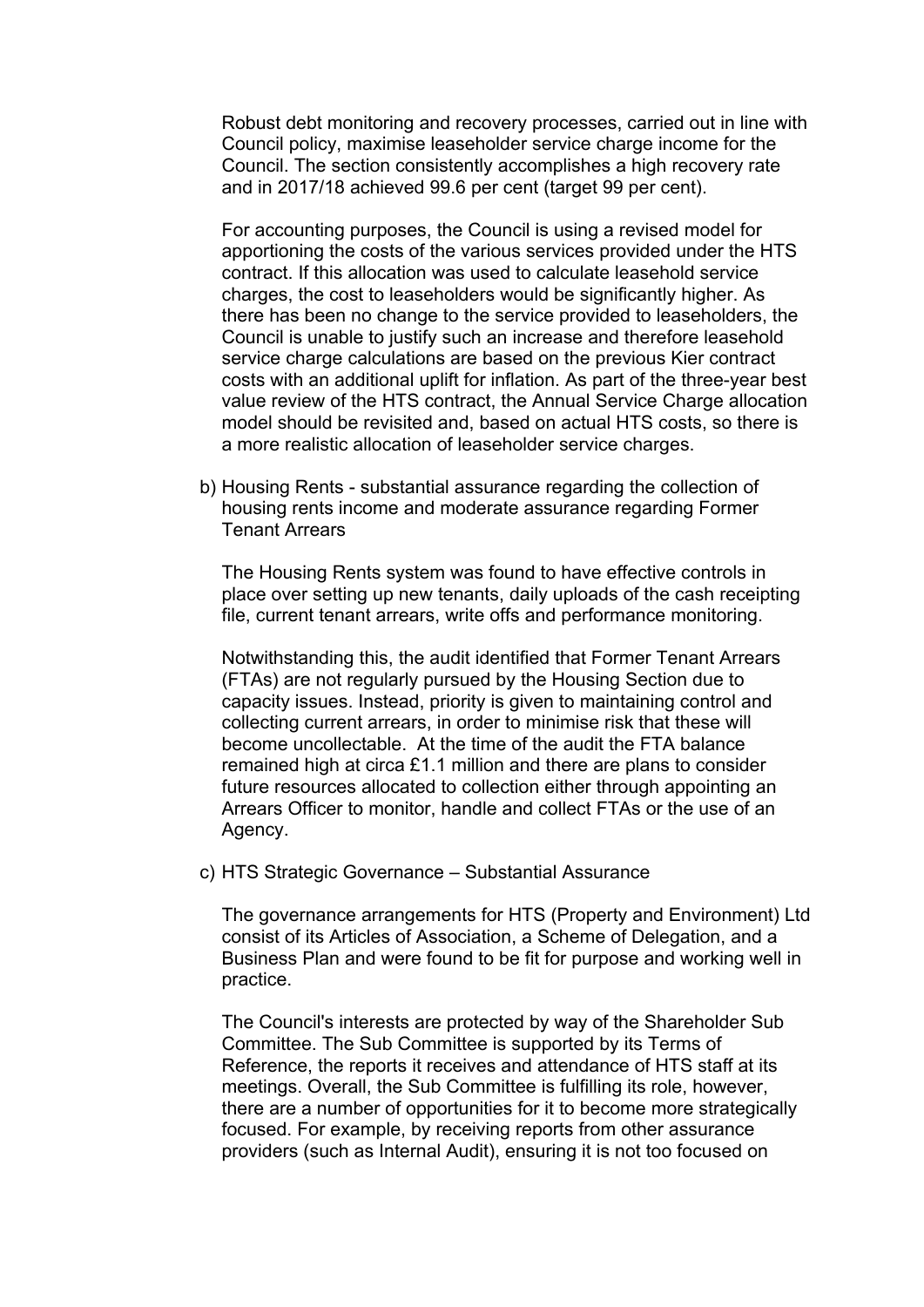Robust debt monitoring and recovery processes, carried out in line with Council policy, maximise leaseholder service charge income for the Council. The section consistently accomplishes a high recovery rate and in 2017/18 achieved 99.6 per cent (target 99 per cent).

For accounting purposes, the Council is using a revised model for apportioning the costs of the various services provided under the HTS contract. If this allocation was used to calculate leasehold service charges, the cost to leaseholders would be significantly higher. As there has been no change to the service provided to leaseholders, the Council is unable to justify such an increase and therefore leasehold service charge calculations are based on the previous Kier contract costs with an additional uplift for inflation. As part of the three-year best value review of the HTS contract, the Annual Service Charge allocation model should be revisited and, based on actual HTS costs, so there is a more realistic allocation of leaseholder service charges.

b) Housing Rents - substantial assurance regarding the collection of housing rents income and moderate assurance regarding Former Tenant Arrears

The Housing Rents system was found to have effective controls in place over setting up new tenants, daily uploads of the cash receipting file, current tenant arrears, write offs and performance monitoring.

Notwithstanding this, the audit identified that Former Tenant Arrears (FTAs) are not regularly pursued by the Housing Section due to capacity issues. Instead, priority is given to maintaining control and collecting current arrears, in order to minimise risk that these will become uncollectable. At the time of the audit the FTA balance remained high at circa £1.1 million and there are plans to consider future resources allocated to collection either through appointing an Arrears Officer to monitor, handle and collect FTAs or the use of an Agency.

c) HTS Strategic Governance – Substantial Assurance

The governance arrangements for HTS (Property and Environment) Ltd consist of its Articles of Association, a Scheme of Delegation, and a Business Plan and were found to be fit for purpose and working well in practice.

The Council's interests are protected by way of the Shareholder Sub Committee. The Sub Committee is supported by its Terms of Reference, the reports it receives and attendance of HTS staff at its meetings. Overall, the Sub Committee is fulfilling its role, however, there are a number of opportunities for it to become more strategically focused. For example, by receiving reports from other assurance providers (such as Internal Audit), ensuring it is not too focused on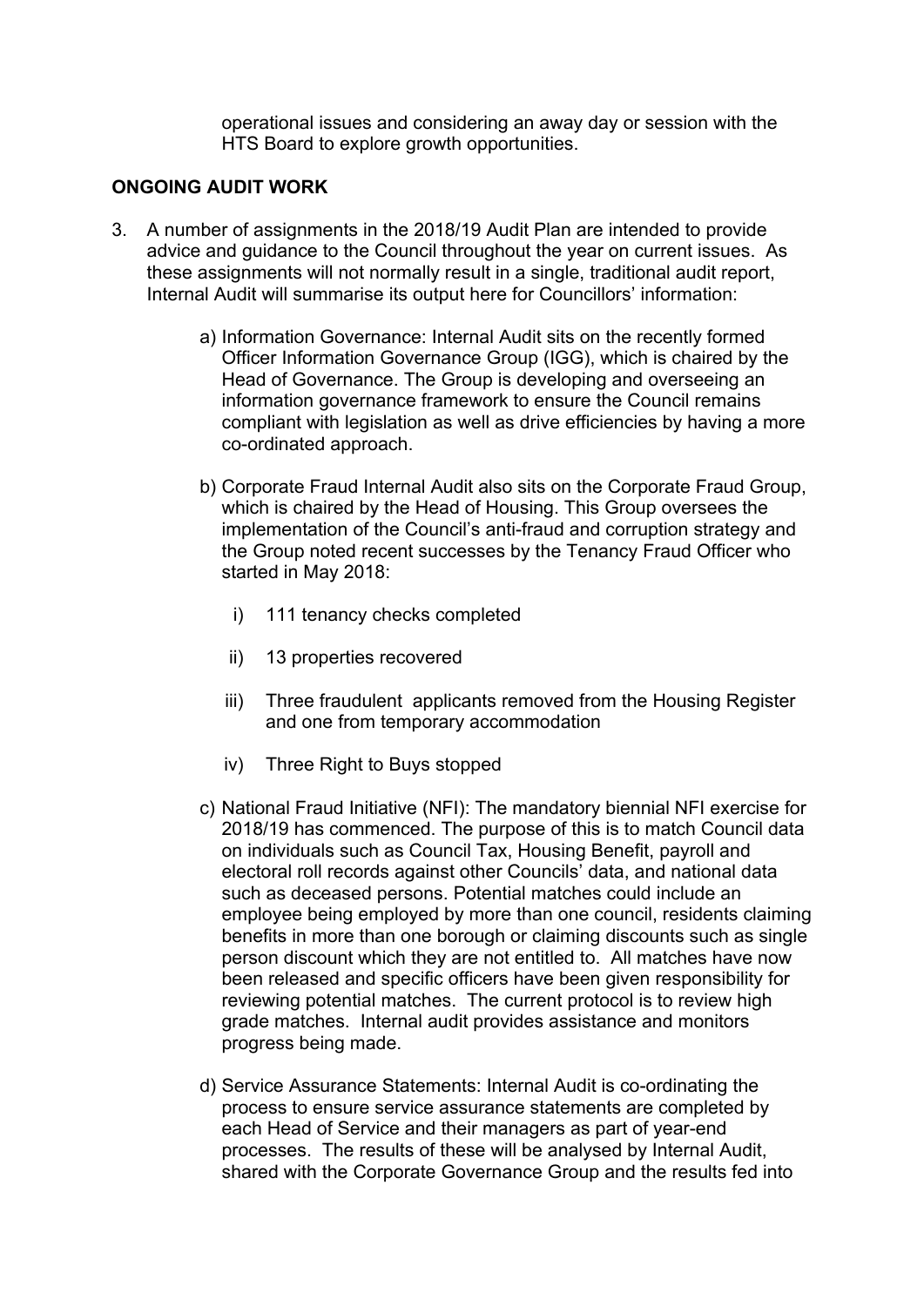operational issues and considering an away day or session with the HTS Board to explore growth opportunities.

**ONGOING AUDIT WORK**

3. A number of assignments in the 2018/19 Audit Plan are intended to provide advice and guidance to the Council throughout the year on current issues. As these assignments will not normally result in a single, traditional audit report, Internal Audit will summarise its output here for Councillors' information:

   a) Information Governance: Internal Audit sits on the recently formed Officer Information Governance Group (IGG), which is chaired by the Head of Governance. The Group is developing and overseeing an information governance framework to ensure the Council remains compliant with legislation as well as drive efficiencies by having a more co-ordinated approach.

   b) Corporate Fraud Internal Audit also sits on the Corporate Fraud Group, which is chaired by the Head of Housing. This Group oversees the implementation of the Council's anti-fraud and corruption strategy and the Group noted recent successes by the Tenancy Fraud Officer who started in May 2018:

      i) 111 tenancy checks completed

      ii) 13 properties recovered

      iii) Three fraudulent applicants removed from the Housing Register and one from temporary accommodation

      iv) Three Right to Buys stopped

   c) National Fraud Initiative (NFI): The mandatory biennial NFI exercise for 2018/19 has commenced. The purpose of this is to match Council data on individuals such as Council Tax, Housing Benefit, payroll and electoral roll records against other Councils' data, and national data such as deceased persons. Potential matches could include an employee being employed by more than one council, residents claiming benefits in more than one borough or claiming discounts such as single person discount which they are not entitled to. All matches have now been released and specific officers have been given responsibility for reviewing potential matches. The current protocol is to review high grade matches. Internal audit provides assistance and monitors progress being made.

   d) Service Assurance Statements: Internal Audit is co-ordinating the process to ensure service assurance statements are completed by each Head of Service and their managers as part of year-end processes. The results of these will be analysed by Internal Audit, shared with the Corporate Governance Group and the results fed into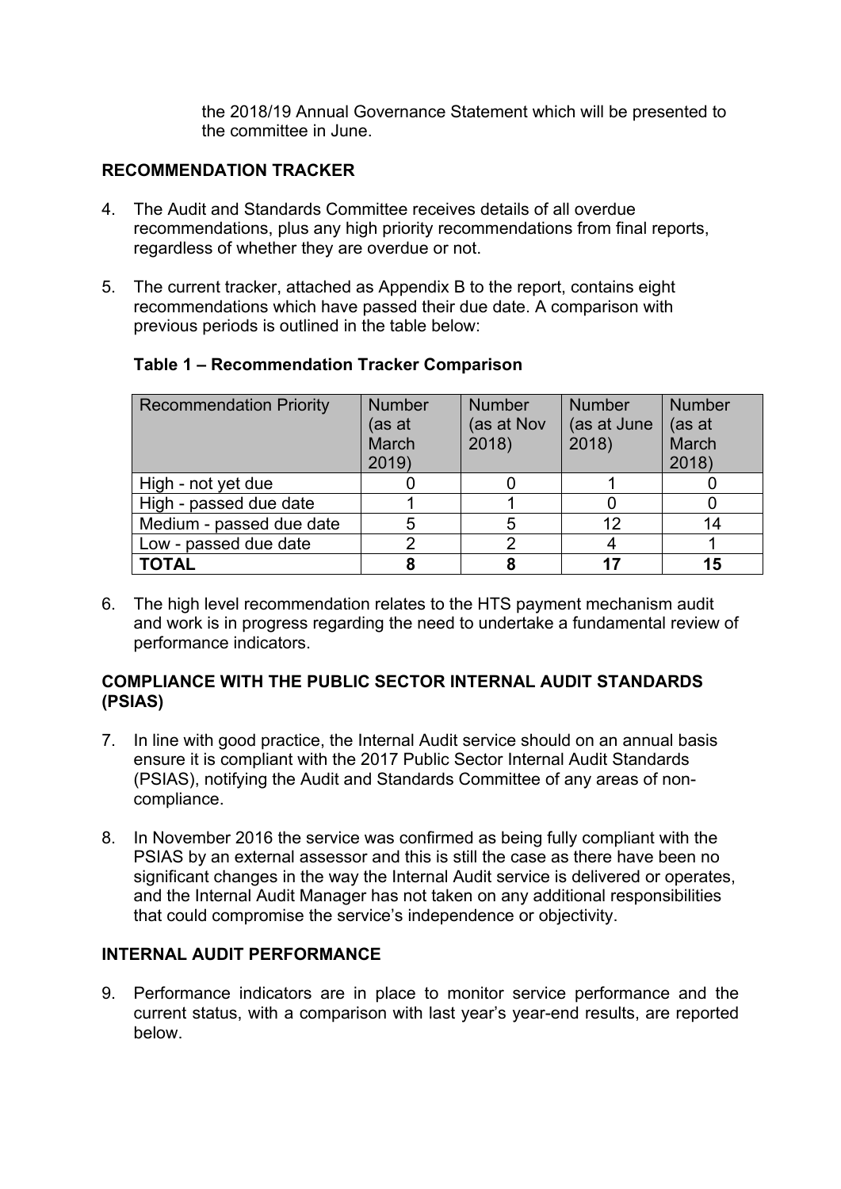the 2018/19 Annual Governance Statement which will be presented to the committee in June.

## RECOMMENDATION TRACKER

4. The Audit and Standards Committee receives details of all overdue recommendations, plus any high priority recommendations from final reports, regardless of whether they are overdue or not.

5. The current tracker, attached as Appendix B to the report, contains eight recommendations which have passed their due date. A comparison with previous periods is outlined in the table below:

**Table 1 – Recommendation Tracker Comparison**

| Recommendation Priority | Number (as at March 2019) | Number (as at Nov 2018) | Number (as at June 2018) | Number (as at March 2018) |
|---|---|---|---|---|
| High - not yet due | 0 | 0 | 1 | 0 |
| High - passed due date | 1 | 1 | 0 | 0 |
| Medium - passed due date | 5 | 5 | 12 | 14 |
| Low - passed due date | 2 | 2 | 4 | 1 |
| **TOTAL** | **8** | **8** | **17** | **15** |

6. The high level recommendation relates to the HTS payment mechanism audit and work is in progress regarding the need to undertake a fundamental review of performance indicators.

## COMPLIANCE WITH THE PUBLIC SECTOR INTERNAL AUDIT STANDARDS (PSIAS)

7. In line with good practice, the Internal Audit service should on an annual basis ensure it is compliant with the 2017 Public Sector Internal Audit Standards (PSIAS), notifying the Audit and Standards Committee of any areas of non-compliance.

8. In November 2016 the service was confirmed as being fully compliant with the PSIAS by an external assessor and this is still the case as there have been no significant changes in the way the Internal Audit service is delivered or operates, and the Internal Audit Manager has not taken on any additional responsibilities that could compromise the service's independence or objectivity.

## INTERNAL AUDIT PERFORMANCE

9. Performance indicators are in place to monitor service performance and the current status, with a comparison with last year's year-end results, are reported below.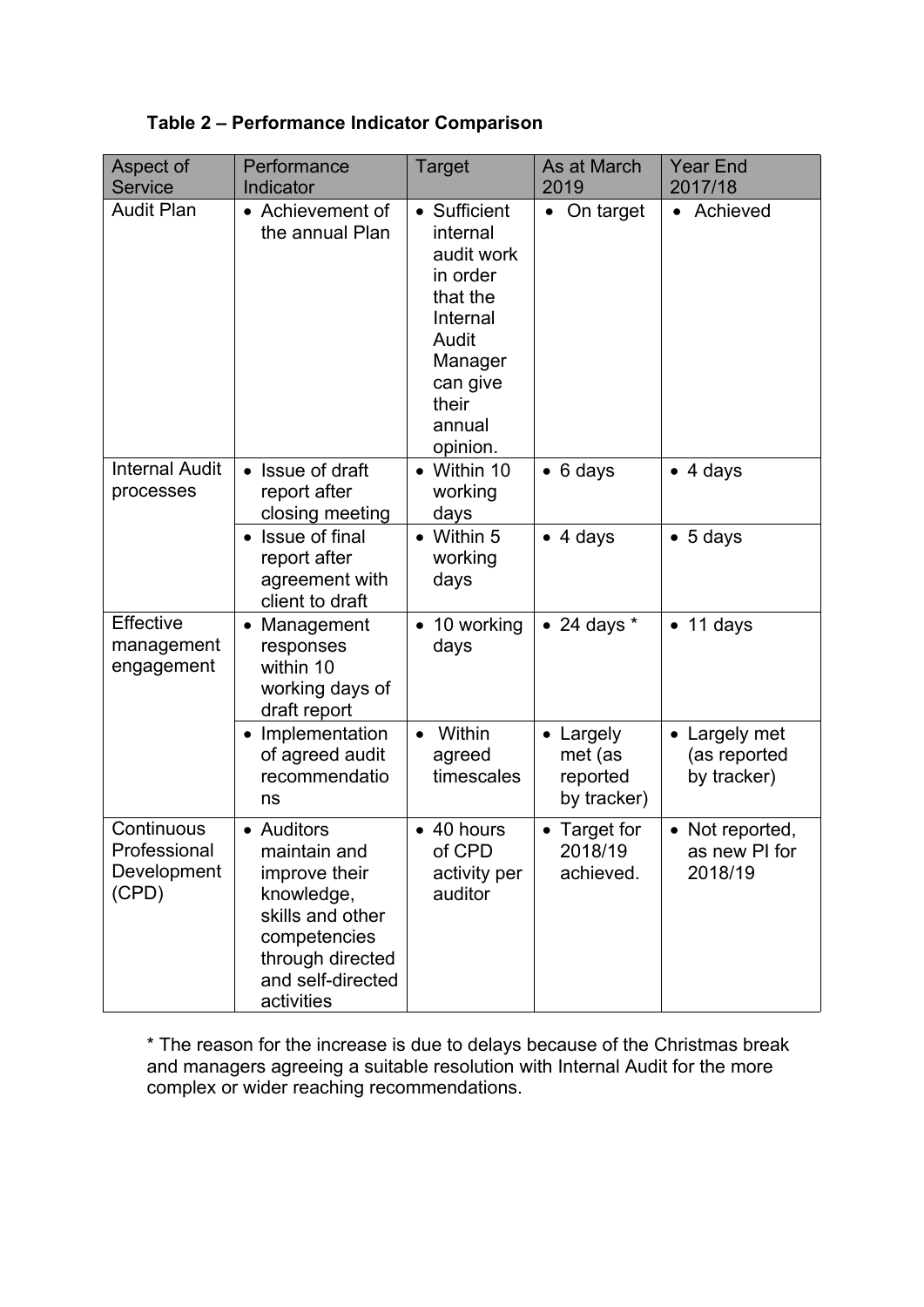**Table 2 – Performance Indicator Comparison**

| Aspect of Service | Performance Indicator | Target | As at March 2019 | Year End 2017/18 |
|---|---|---|---|---|
| Audit Plan | • Achievement of the annual Plan | • Sufficient internal audit work in order that the Internal Audit Manager can give their annual opinion. | • On target | • Achieved |
| Internal Audit processes | • Issue of draft report after closing meeting | • Within 10 working days | • 6 days | • 4 days |
| | • Issue of final report after agreement with client to draft | • Within 5 working days | • 4 days | • 5 days |
| Effective management engagement | • Management responses within 10 working days of draft report | • 10 working days | • 24 days * | • 11 days |
| | • Implementation of agreed audit recommendations | • Within agreed timescales | • Largely met (as reported by tracker) | • Largely met (as reported by tracker) |
| Continuous Professional Development (CPD) | • Auditors maintain and improve their knowledge, skills and other competencies through directed and self-directed activities | • 40 hours of CPD activity per auditor | • Target for 2018/19 achieved. | • Not reported, as new PI for 2018/19 |

* The reason for the increase is due to delays because of the Christmas break and managers agreeing a suitable resolution with Internal Audit for the more complex or wider reaching recommendations.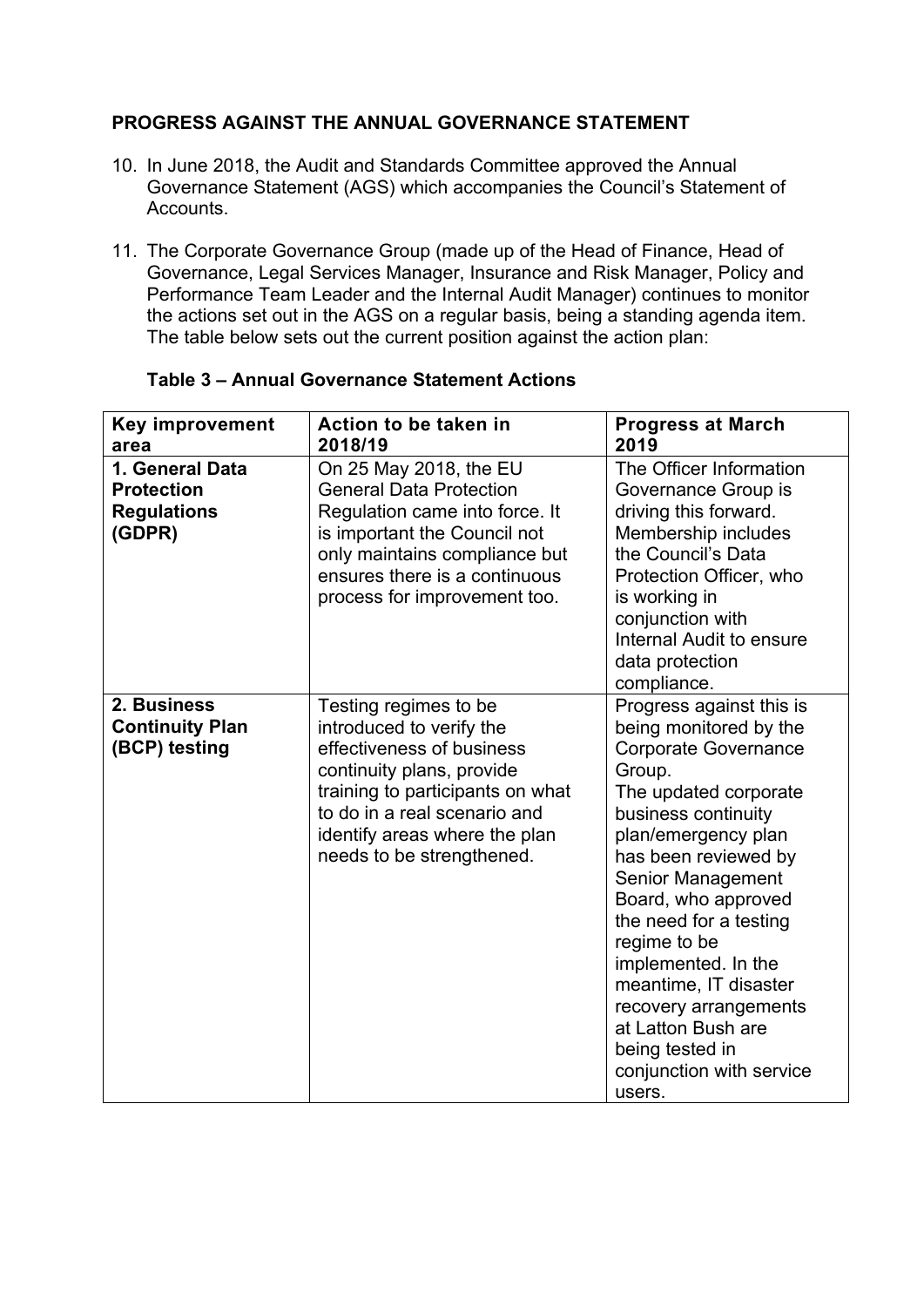## PROGRESS AGAINST THE ANNUAL GOVERNANCE STATEMENT

10. In June 2018, the Audit and Standards Committee approved the Annual Governance Statement (AGS) which accompanies the Council's Statement of Accounts.

11. The Corporate Governance Group (made up of the Head of Finance, Head of Governance, Legal Services Manager, Insurance and Risk Manager, Policy and Performance Team Leader and the Internal Audit Manager) continues to monitor the actions set out in the AGS on a regular basis, being a standing agenda item. The table below sets out the current position against the action plan:

**Table 3 – Annual Governance Statement Actions**

| Key improvement area | Action to be taken in 2018/19 | Progress at March 2019 |
|---|---|---|
| **1. General Data Protection Regulations (GDPR)** | On 25 May 2018, the EU General Data Protection Regulation came into force. It is important the Council not only maintains compliance but ensures there is a continuous process for improvement too. | The Officer Information Governance Group is driving this forward. Membership includes the Council's Data Protection Officer, who is working in conjunction with Internal Audit to ensure data protection compliance. |
| **2. Business Continuity Plan (BCP) testing** | Testing regimes to be introduced to verify the effectiveness of business continuity plans, provide training to participants on what to do in a real scenario and identify areas where the plan needs to be strengthened. | Progress against this is being monitored by the Corporate Governance Group.<br>The updated corporate business continuity plan/emergency plan has been reviewed by Senior Management Board, who approved the need for a testing regime to be implemented. In the meantime, IT disaster recovery arrangements at Latton Bush are being tested in conjunction with service users. |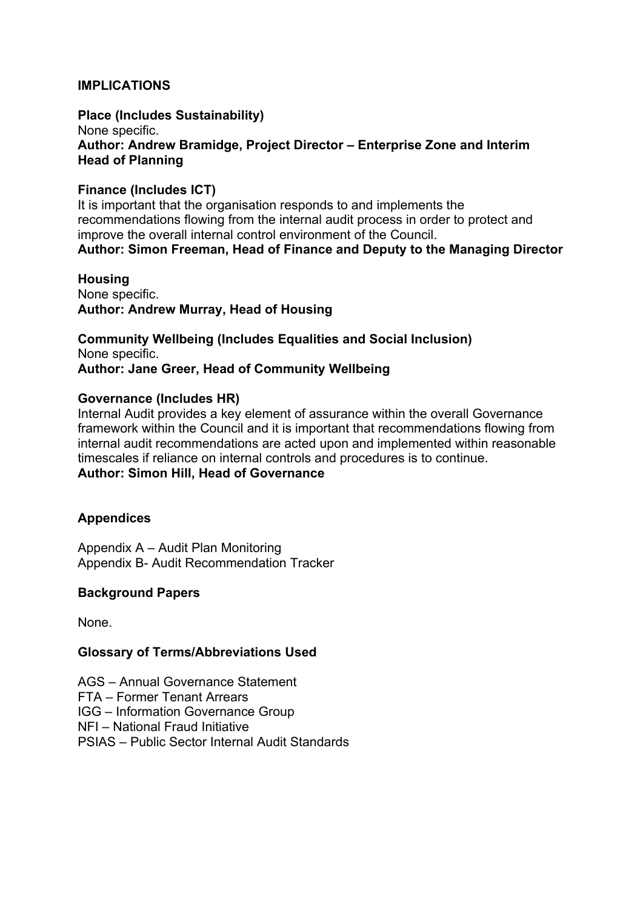**IMPLICATIONS**

**Place (Includes Sustainability)**
None specific.
**Author: Andrew Bramidge, Project Director – Enterprise Zone and Interim Head of Planning**

**Finance (Includes ICT)**
It is important that the organisation responds to and implements the recommendations flowing from the internal audit process in order to protect and improve the overall internal control environment of the Council.
**Author: Simon Freeman, Head of Finance and Deputy to the Managing Director**

**Housing**
None specific.
**Author: Andrew Murray, Head of Housing**

**Community Wellbeing (Includes Equalities and Social Inclusion)**
None specific.
**Author: Jane Greer, Head of Community Wellbeing**

**Governance (Includes HR)**
Internal Audit provides a key element of assurance within the overall Governance framework within the Council and it is important that recommendations flowing from internal audit recommendations are acted upon and implemented within reasonable timescales if reliance on internal controls and procedures is to continue.
**Author: Simon Hill, Head of Governance**

**Appendices**

Appendix A – Audit Plan Monitoring
Appendix B- Audit Recommendation Tracker

**Background Papers**

None.

**Glossary of Terms/Abbreviations Used**

AGS – Annual Governance Statement
FTA – Former Tenant Arrears
IGG – Information Governance Group
NFI – National Fraud Initiative
PSIAS – Public Sector Internal Audit Standards